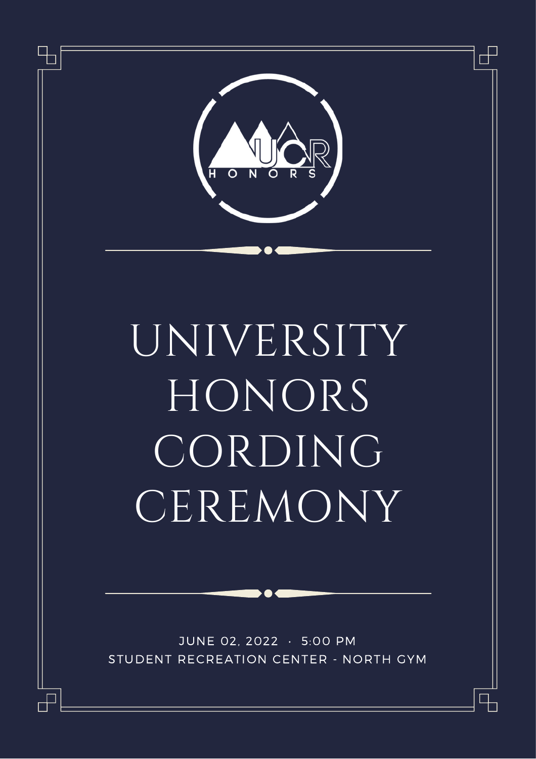# UNIVERSITY HONORS CORDING CEREMONY

JUNE 02, 2022 · 5:00 PM

STUDENT RECREATION CENTER - NORTH GYM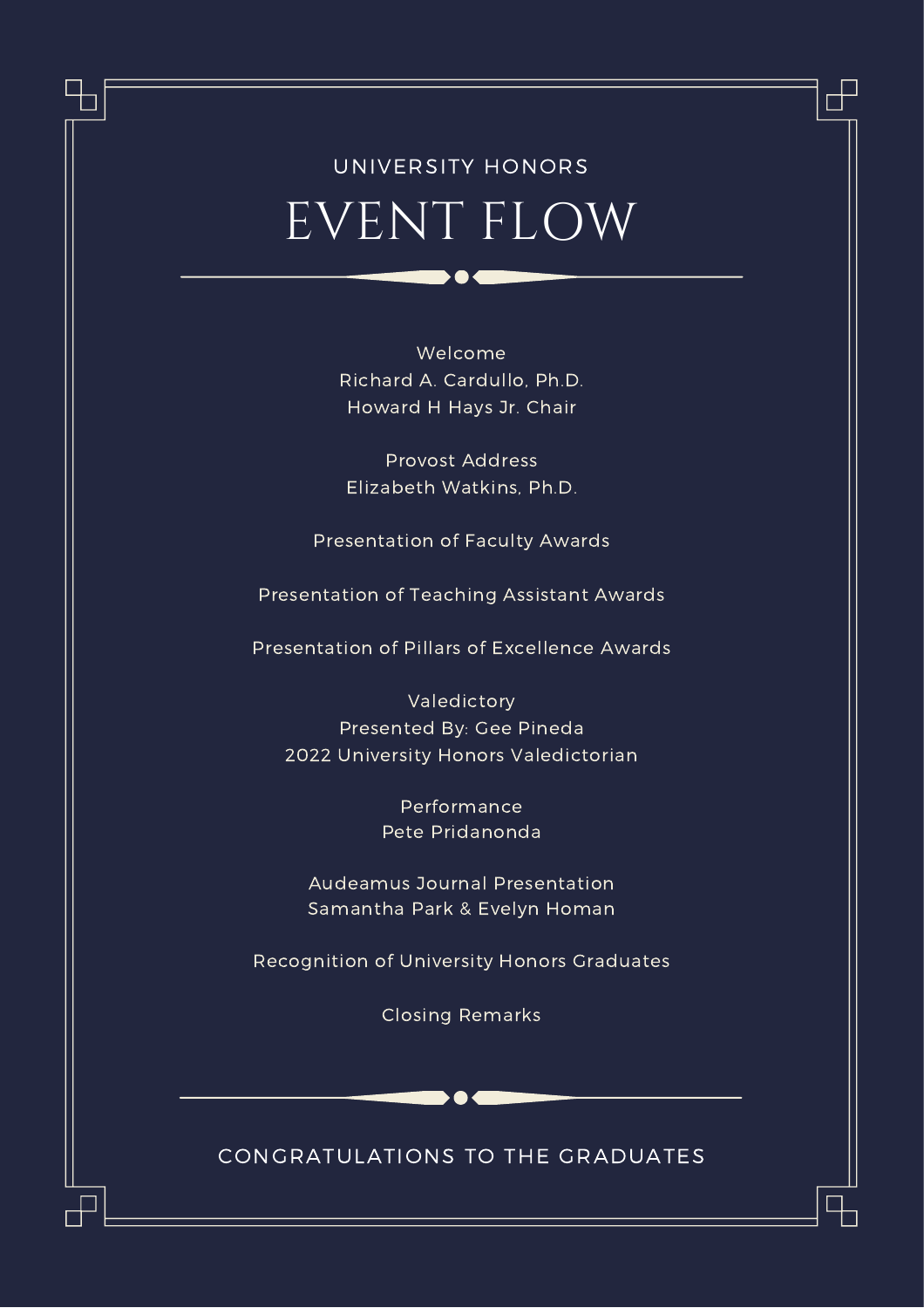UNIVERSITY HONORS

# EVENT FLOW

Welcome
Richard A. Cardullo, Ph.D.
Howard H Hays Jr. Chair

Provost Address
Elizabeth Watkins, Ph.D.

Presentation of Faculty Awards

Presentation of Teaching Assistant Awards

Presentation of Pillars of Excellence Awards

Valedictory
Presented By: Gee Pineda
2022 University Honors Valedictorian

Performance
Pete Pridanonda

Audeamus Journal Presentation
Samantha Park & Evelyn Homan

Recognition of University Honors Graduates

Closing Remarks

CONGRATULATIONS TO THE GRADUATES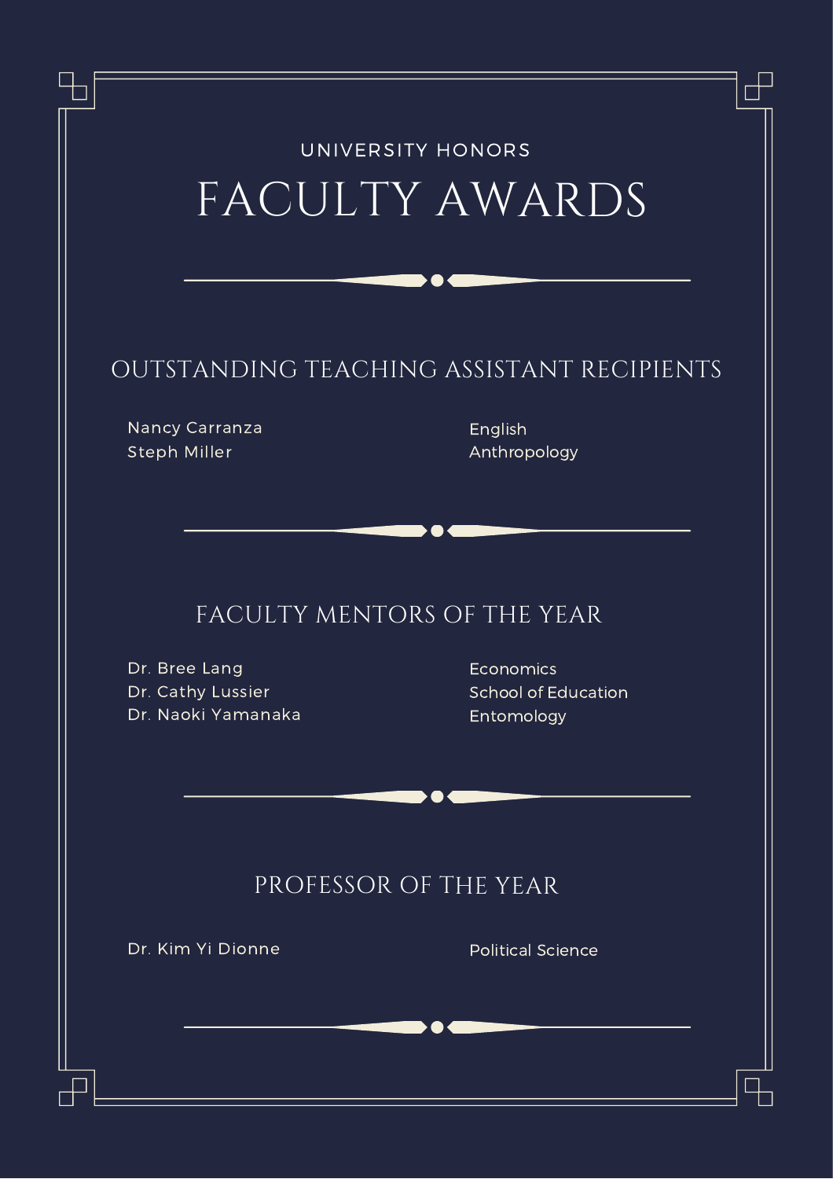UNIVERSITY HONORS

# FACULTY AWARDS

## OUTSTANDING TEACHING ASSISTANT RECIPIENTS

| Name | Department |
| --- | --- |
| Nancy Carranza | English |
| Steph Miller | Anthropology |

## FACULTY MENTORS OF THE YEAR

| Name | Department |
| --- | --- |
| Dr. Bree Lang | Economics |
| Dr. Cathy Lussier | School of Education |
| Dr. Naoki Yamanaka | Entomology |

## PROFESSOR OF THE YEAR

| Name | Department |
| --- | --- |
| Dr. Kim Yi Dionne | Political Science |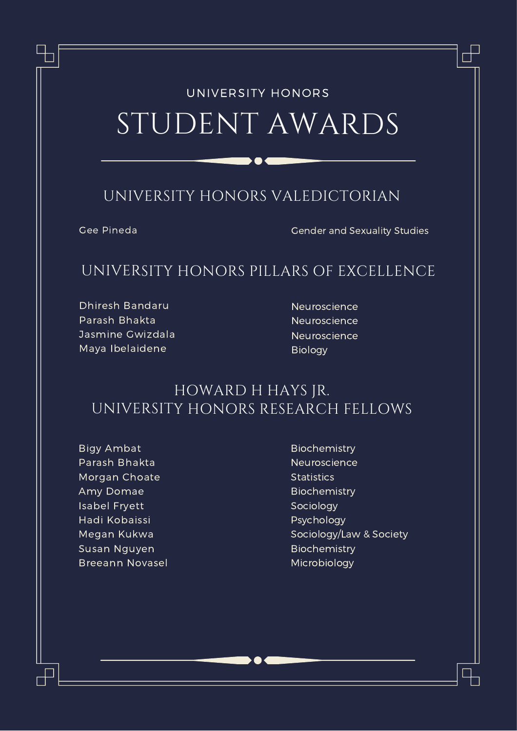UNIVERSITY HONORS

# STUDENT AWARDS

## UNIVERSITY HONORS VALEDICTORIAN

| | |
|---|---|
| Gee Pineda | Gender and Sexuality Studies |

## UNIVERSITY HONORS PILLARS OF EXCELLENCE

| | |
|---|---|
| Dhiresh Bandaru | Neuroscience |
| Parash Bhakta | Neuroscience |
| Jasmine Gwizdala | Neuroscience |
| Maya Ibelaidene | Biology |

## HOWARD H HAYS JR. UNIVERSITY HONORS RESEARCH FELLOWS

| | |
|---|---|
| Bigy Ambat | Biochemistry |
| Parash Bhakta | Neuroscience |
| Morgan Choate | Statistics |
| Amy Domae | Biochemistry |
| Isabel Fryett | Sociology |
| Hadi Kobaissi | Psychology |
| Megan Kukwa | Sociology/Law & Society |
| Susan Nguyen | Biochemistry |
| Breeann Novasel | Microbiology |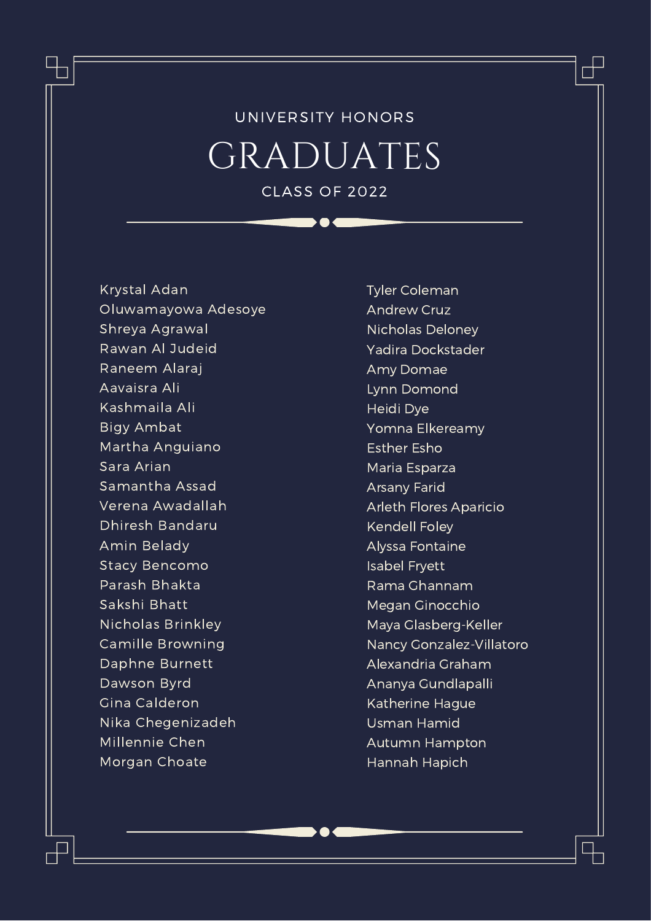UNIVERSITY HONORS

# GRADUATES

CLASS OF 2022

Krystal Adan
Oluwamayowa Adesoye
Shreya Agrawal
Rawan Al Judeid
Raneem Alaraj
Aavaisra Ali
Kashmaila Ali
Bigy Ambat
Martha Anguiano
Sara Arian
Samantha Assad
Verena Awadallah
Dhiresh Bandaru
Amin Belady
Stacy Bencomo
Parash Bhakta
Sakshi Bhatt
Nicholas Brinkley
Camille Browning
Daphne Burnett
Dawson Byrd
Gina Calderon
Nika Chegenizadeh
Millennie Chen
Morgan Choate
Tyler Coleman
Andrew Cruz
Nicholas Deloney
Yadira Dockstader
Amy Domae
Lynn Domond
Heidi Dye
Yomna Elkereamy
Esther Esho
Maria Esparza
Arsany Farid
Arleth Flores Aparicio
Kendell Foley
Alyssa Fontaine
Isabel Fryett
Rama Ghannam
Megan Ginocchio
Maya Glasberg-Keller
Nancy Gonzalez-Villatoro
Alexandria Graham
Ananya Gundlapalli
Katherine Hague
Usman Hamid
Autumn Hampton
Hannah Hapich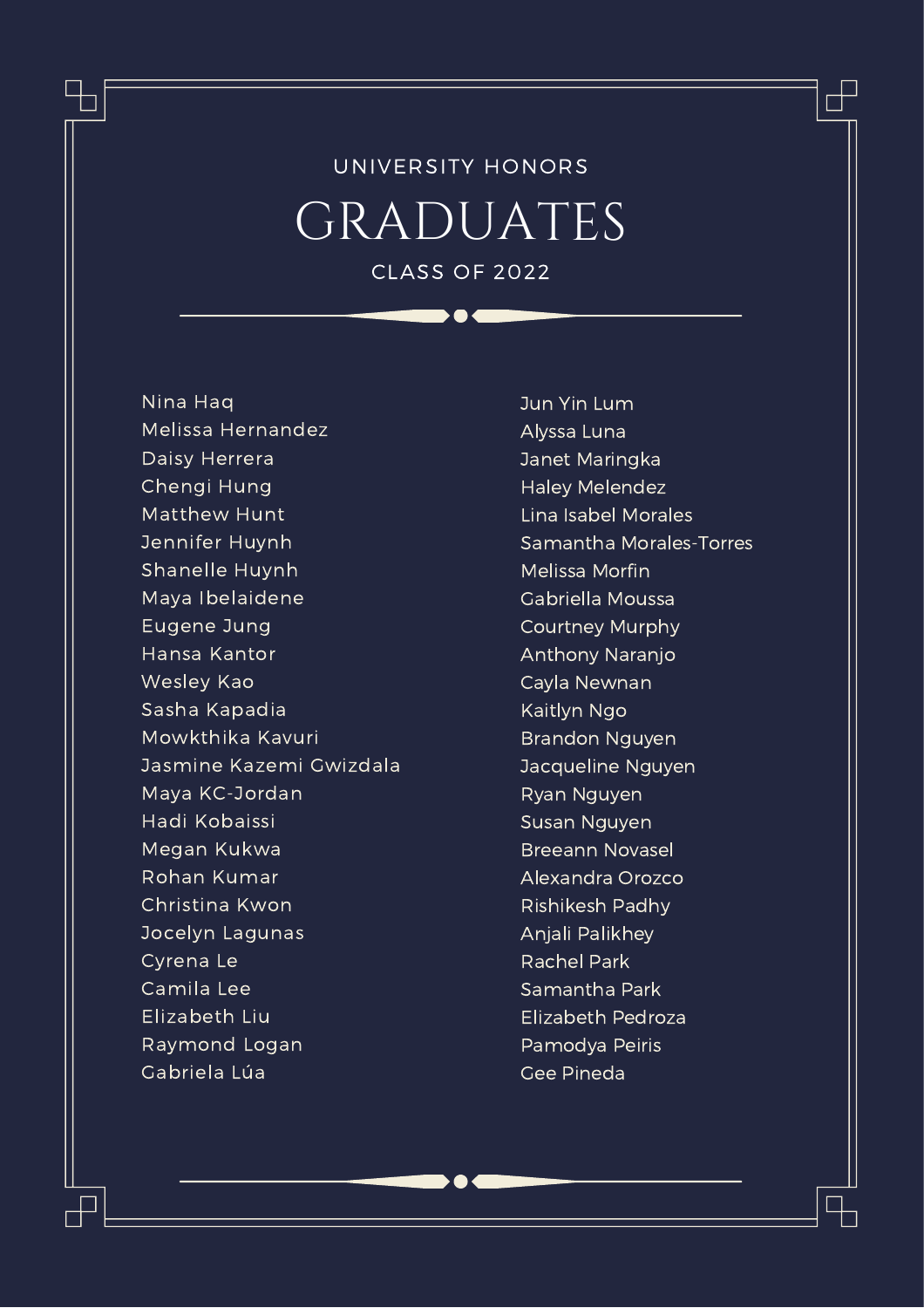UNIVERSITY HONORS

# GRADUATES

CLASS OF 2022

Nina Haq
Melissa Hernandez
Daisy Herrera
Chengi Hung
Matthew Hunt
Jennifer Huynh
Shanelle Huynh
Maya Ibelaidene
Eugene Jung
Hansa Kantor
Wesley Kao
Sasha Kapadia
Mowkthika Kavuri
Jasmine Kazemi Gwizdala
Maya KC-Jordan
Hadi Kobaissi
Megan Kukwa
Rohan Kumar
Christina Kwon
Jocelyn Lagunas
Cyrena Le
Camila Lee
Elizabeth Liu
Raymond Logan
Gabriela Lúa
Jun Yin Lum
Alyssa Luna
Janet Maringka
Haley Melendez
Lina Isabel Morales
Samantha Morales-Torres
Melissa Morfin
Gabriella Moussa
Courtney Murphy
Anthony Naranjo
Cayla Newnan
Kaitlyn Ngo
Brandon Nguyen
Jacqueline Nguyen
Ryan Nguyen
Susan Nguyen
Breeann Novasel
Alexandra Orozco
Rishikesh Padhy
Anjali Palikhey
Rachel Park
Samantha Park
Elizabeth Pedroza
Pamodya Peiris
Gee Pineda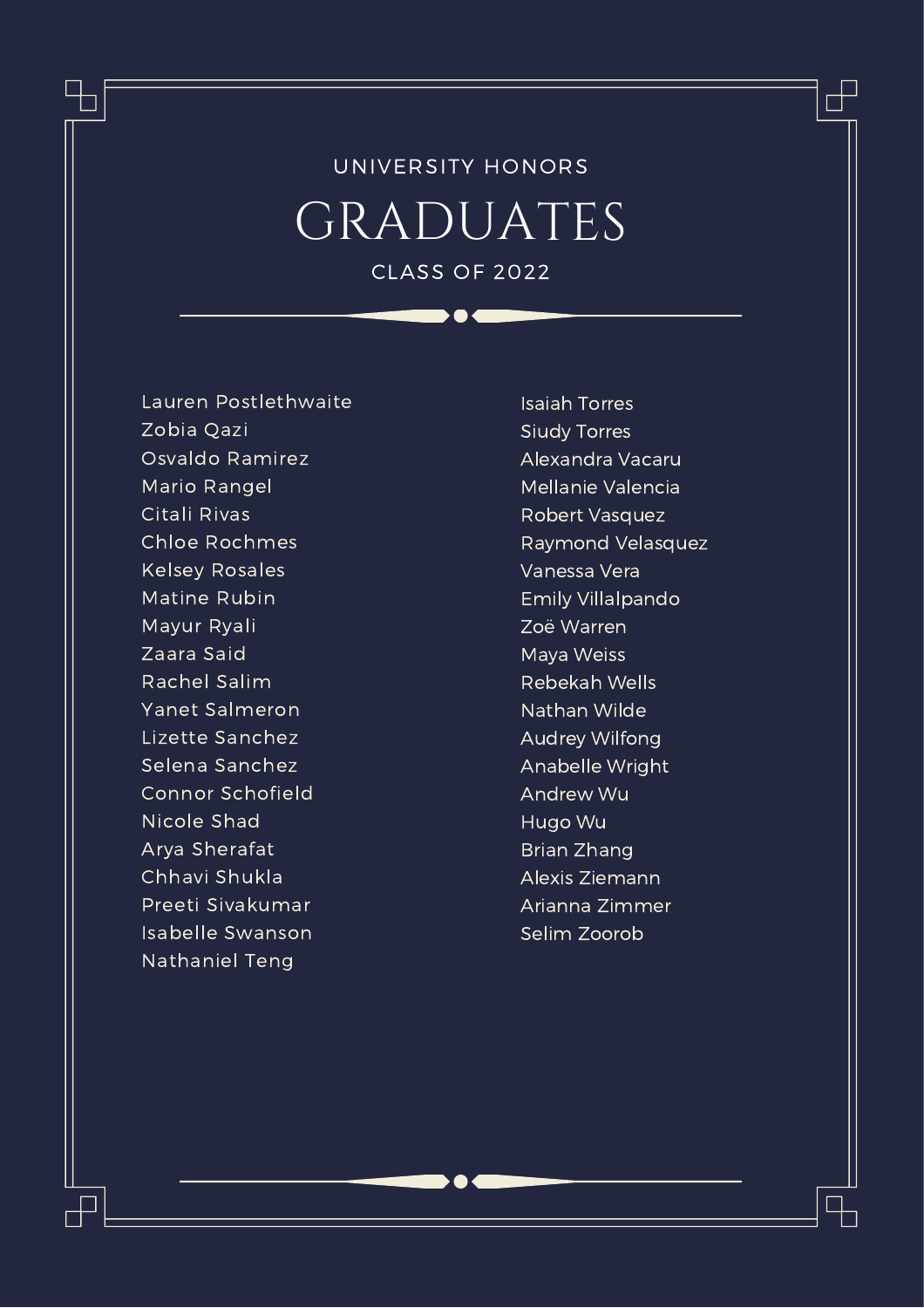UNIVERSITY HONORS

# GRADUATES

CLASS OF 2022

Lauren Postlethwaite
Zobia Qazi
Osvaldo Ramirez
Mario Rangel
Citali Rivas
Chloe Rochmes
Kelsey Rosales
Matine Rubin
Mayur Ryali
Zaara Said
Rachel Salim
Yanet Salmeron
Lizette Sanchez
Selena Sanchez
Connor Schofield
Nicole Shad
Arya Sherafat
Chhavi Shukla
Preeti Sivakumar
Isabelle Swanson
Nathaniel Teng
Isaiah Torres
Siudy Torres
Alexandra Vacaru
Mellanie Valencia
Robert Vasquez
Raymond Velasquez
Vanessa Vera
Emily Villalpando
Zoë Warren
Maya Weiss
Rebekah Wells
Nathan Wilde
Audrey Wilfong
Anabelle Wright
Andrew Wu
Hugo Wu
Brian Zhang
Alexis Ziemann
Arianna Zimmer
Selim Zoorob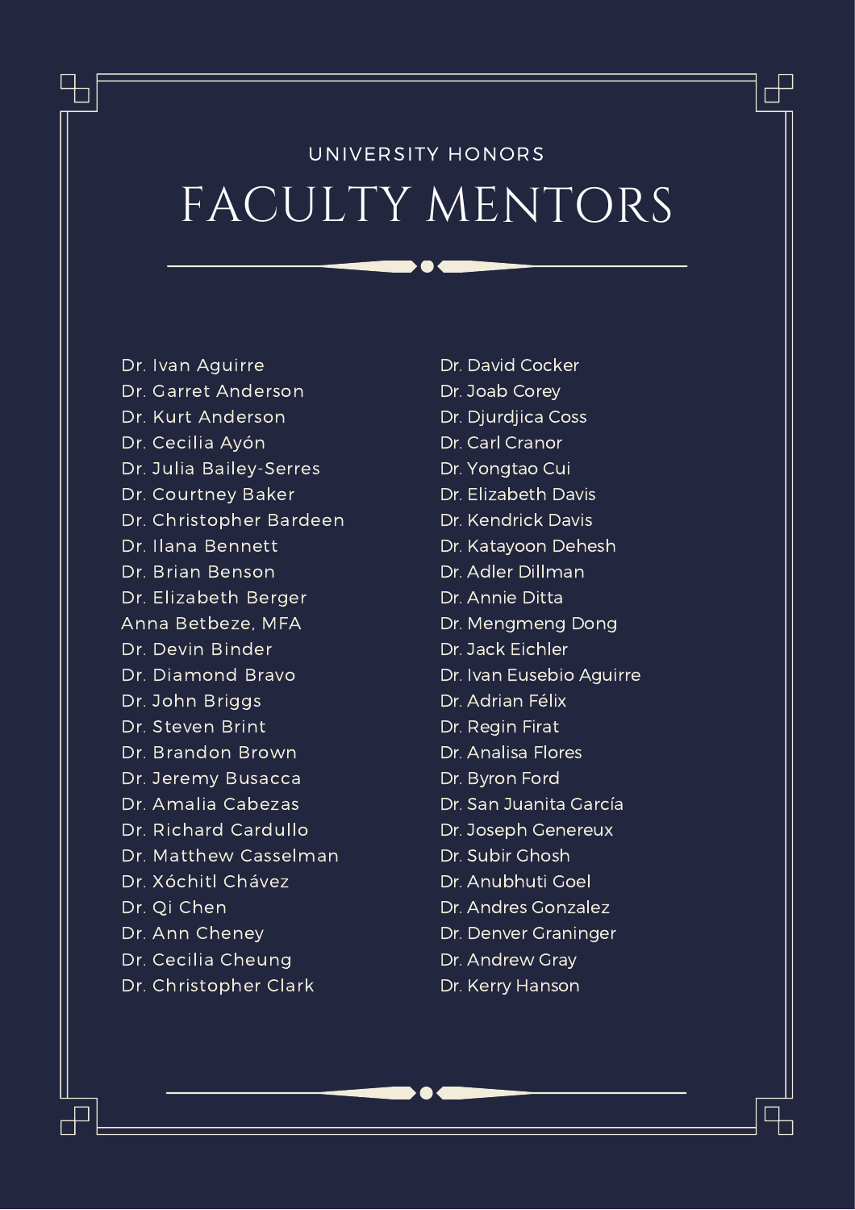UNIVERSITY HONORS

# FACULTY MENTORS

- Dr. Ivan Aguirre
- Dr. Garret Anderson
- Dr. Kurt Anderson
- Dr. Cecilia Ayón
- Dr. Julia Bailey-Serres
- Dr. Courtney Baker
- Dr. Christopher Bardeen
- Dr. Ilana Bennett
- Dr. Brian Benson
- Dr. Elizabeth Berger
- Anna Betbeze, MFA
- Dr. Devin Binder
- Dr. Diamond Bravo
- Dr. John Briggs
- Dr. Steven Brint
- Dr. Brandon Brown
- Dr. Jeremy Busacca
- Dr. Amalia Cabezas
- Dr. Richard Cardullo
- Dr. Matthew Casselman
- Dr. Xóchitl Chávez
- Dr. Qi Chen
- Dr. Ann Cheney
- Dr. Cecilia Cheung
- Dr. Christopher Clark
- Dr. David Cocker
- Dr. Joab Corey
- Dr. Djurdjica Coss
- Dr. Carl Cranor
- Dr. Yongtao Cui
- Dr. Elizabeth Davis
- Dr. Kendrick Davis
- Dr. Katayoon Dehesh
- Dr. Adler Dillman
- Dr. Annie Ditta
- Dr. Mengmeng Dong
- Dr. Jack Eichler
- Dr. Ivan Eusebio Aguirre
- Dr. Adrian Félix
- Dr. Regin Firat
- Dr. Analisa Flores
- Dr. Byron Ford
- Dr. San Juanita García
- Dr. Joseph Genereux
- Dr. Subir Ghosh
- Dr. Anubhuti Goel
- Dr. Andres Gonzalez
- Dr. Denver Graninger
- Dr. Andrew Gray
- Dr. Kerry Hanson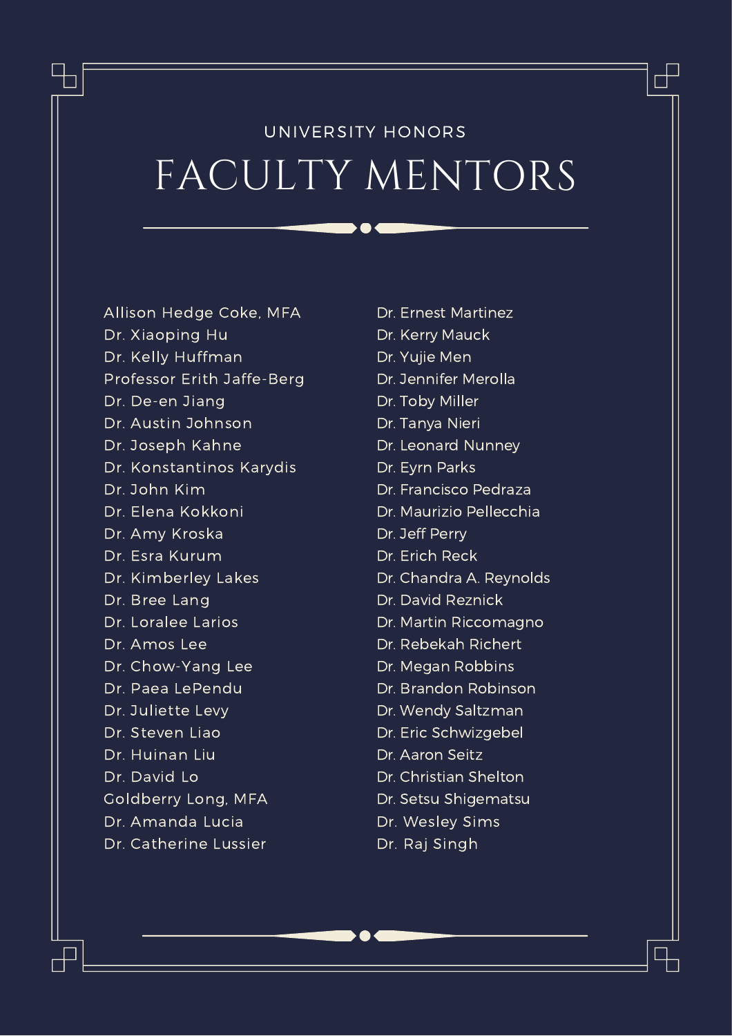UNIVERSITY HONORS

# FACULTY MENTORS

Allison Hedge Coke, MFA
Dr. Xiaoping Hu
Dr. Kelly Huffman
Professor Erith Jaffe-Berg
Dr. De-en Jiang
Dr. Austin Johnson
Dr. Joseph Kahne
Dr. Konstantinos Karydis
Dr. John Kim
Dr. Elena Kokkoni
Dr. Amy Kroska
Dr. Esra Kurum
Dr. Kimberley Lakes
Dr. Bree Lang
Dr. Loralee Larios
Dr. Amos Lee
Dr. Chow-Yang Lee
Dr. Paea LePendu
Dr. Juliette Levy
Dr. Steven Liao
Dr. Huinan Liu
Dr. David Lo
Goldberry Long, MFA
Dr. Amanda Lucia
Dr. Catherine Lussier
Dr. Ernest Martinez
Dr. Kerry Mauck
Dr. Yujie Men
Dr. Jennifer Merolla
Dr. Toby Miller
Dr. Tanya Nieri
Dr. Leonard Nunney
Dr. Eyrn Parks
Dr. Francisco Pedraza
Dr. Maurizio Pellecchia
Dr. Jeff Perry
Dr. Erich Reck
Dr. Chandra A. Reynolds
Dr. David Reznick
Dr. Martin Riccomagno
Dr. Rebekah Richert
Dr. Megan Robbins
Dr. Brandon Robinson
Dr. Wendy Saltzman
Dr. Eric Schwizgebel
Dr. Aaron Seitz
Dr. Christian Shelton
Dr. Setsu Shigematsu
Dr. Wesley Sims
Dr. Raj Singh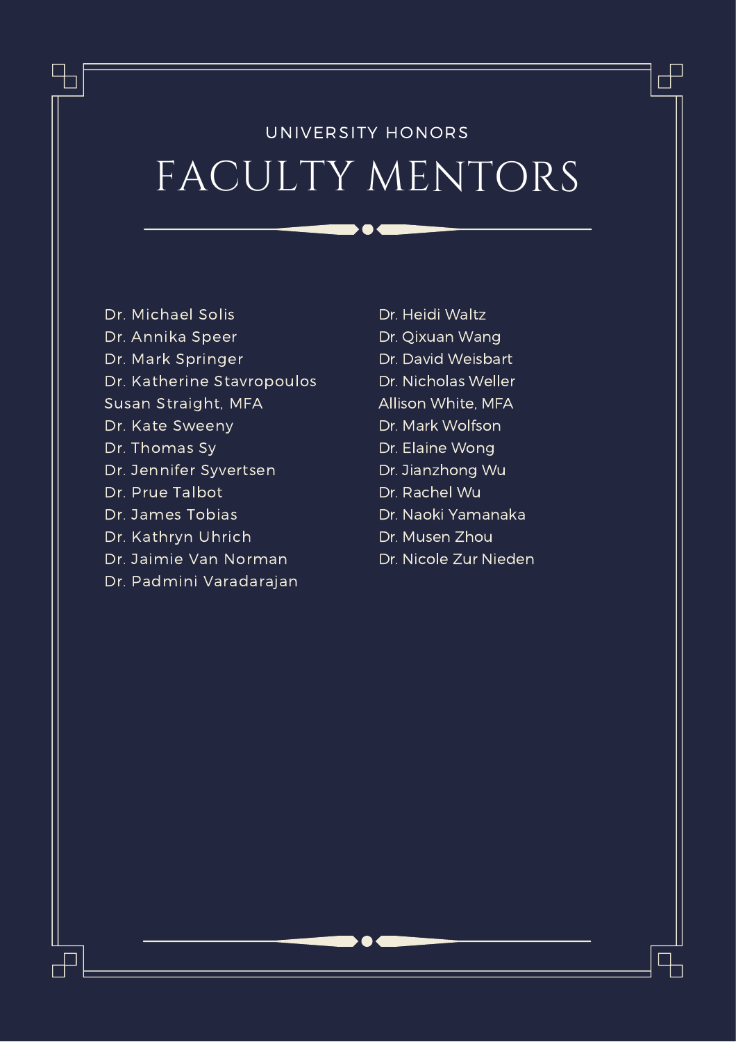UNIVERSITY HONORS

# FACULTY MENTORS

Dr. Michael Solis
Dr. Annika Speer
Dr. Mark Springer
Dr. Katherine Stavropoulos
Susan Straight, MFA
Dr. Kate Sweeny
Dr. Thomas Sy
Dr. Jennifer Syvertsen
Dr. Prue Talbot
Dr. James Tobias
Dr. Kathryn Uhrich
Dr. Jaimie Van Norman
Dr. Padmini Varadarajan
Dr. Heidi Waltz
Dr. Qixuan Wang
Dr. David Weisbart
Dr. Nicholas Weller
Allison White, MFA
Dr. Mark Wolfson
Dr. Elaine Wong
Dr. Jianzhong Wu
Dr. Rachel Wu
Dr. Naoki Yamanaka
Dr. Musen Zhou
Dr. Nicole Zur Nieden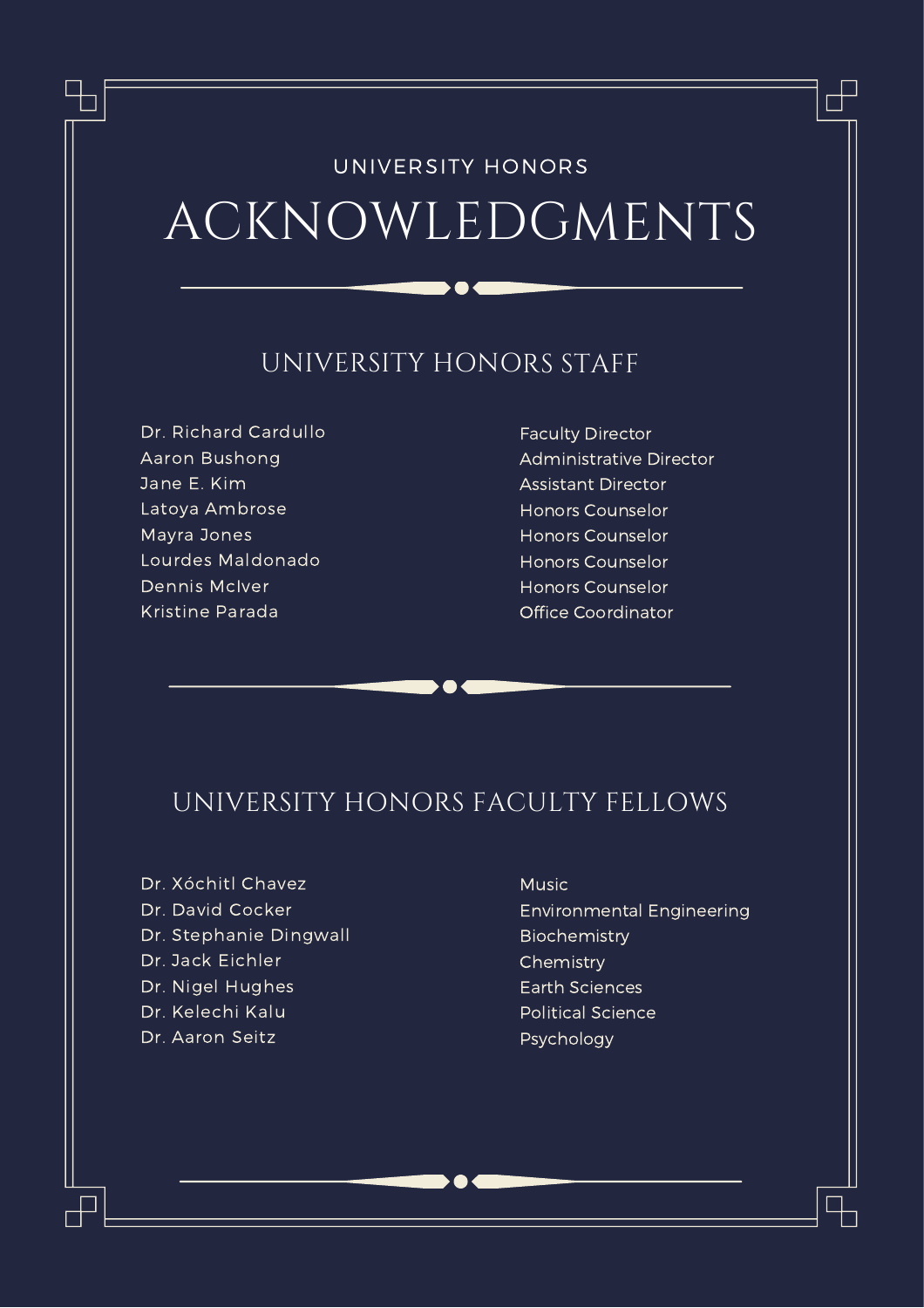UNIVERSITY HONORS

# ACKNOWLEDGMENTS

## UNIVERSITY HONORS STAFF

| | |
|---|---|
| Dr. Richard Cardullo | Faculty Director |
| Aaron Bushong | Administrative Director |
| Jane E. Kim | Assistant Director |
| Latoya Ambrose | Honors Counselor |
| Mayra Jones | Honors Counselor |
| Lourdes Maldonado | Honors Counselor |
| Dennis McIver | Honors Counselor |
| Kristine Parada | Office Coordinator |

## UNIVERSITY HONORS FACULTY FELLOWS

| | |
|---|---|
| Dr. Xóchitl Chavez | Music |
| Dr. David Cocker | Environmental Engineering |
| Dr. Stephanie Dingwall | Biochemistry |
| Dr. Jack Eichler | Chemistry |
| Dr. Nigel Hughes | Earth Sciences |
| Dr. Kelechi Kalu | Political Science |
| Dr. Aaron Seitz | Psychology |